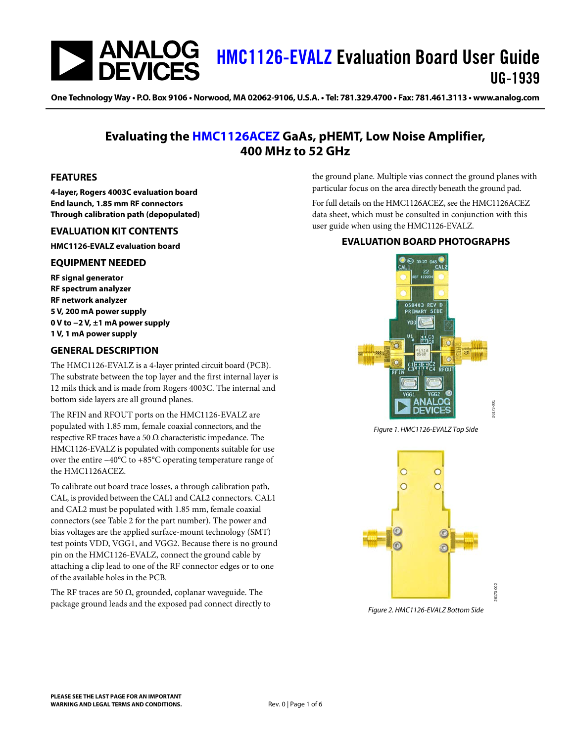# HMC1126-EVALZ Evaluation Board User Guide

UG-1939

One Technology Way • P.O. Box 9106 • Norwood, MA 02062-9106, U.S.A. • Tel: 781.329.4700 • Fax: 781.461.3113 • www.analog.com

## Evaluating the HMC1126ACEZ GaAs, pHEMT, Low Noise Amplifier, 400 MHz to 52 GHz

### FEATURES

**4-layer, Rogers 4003C evaluation board**
**End launch, 1.85 mm RF connectors**
**Through calibration path (depopulated)**

### EVALUATION KIT CONTENTS

**HMC1126-EVALZ evaluation board**

### EQUIPMENT NEEDED

**RF signal generator**
**RF spectrum analyzer**
**RF network analyzer**
**5 V, 200 mA power supply**
**0 V to −2 V, ±1 mA power supply**
**1 V, 1 mA power supply**

### GENERAL DESCRIPTION

The HMC1126-EVALZ is a 4-layer printed circuit board (PCB). The substrate between the top layer and the first internal layer is 12 mils thick and is made from Rogers 4003C. The internal and bottom side layers are all ground planes.

The RFIN and RFOUT ports on the HMC1126-EVALZ are populated with 1.85 mm, female coaxial connectors, and the respective RF traces have a 50 Ω characteristic impedance. The HMC1126-EVALZ is populated with components suitable for use over the entire −40°C to +85°C operating temperature range of the HMC1126ACEZ.

To calibrate out board trace losses, a through calibration path, CAL, is provided between the CAL1 and CAL2 connectors. CAL1 and CAL2 must be populated with 1.85 mm, female coaxial connectors (see Table 2 for the part number). The power and bias voltages are the applied surface-mount technology (SMT) test points VDD, VGG1, and VGG2. Because there is no ground pin on the HMC1126-EVALZ, connect the ground cable by attaching a clip lead to one of the RF connector edges or to one of the available holes in the PCB.

The RF traces are 50 Ω, grounded, coplanar waveguide. The package ground leads and the exposed pad connect directly to the ground plane. Multiple vias connect the ground planes with particular focus on the area directly beneath the ground pad.

For full details on the HMC1126ACEZ, see the HMC1126ACEZ data sheet, which must be consulted in conjunction with this user guide when using the HMC1126-EVALZ.

### EVALUATION BOARD PHOTOGRAPHS

*Figure 1. HMC1126-EVALZ Top Side*

*Figure 2. HMC1126-EVALZ Bottom Side*

PLEASE SEE THE LAST PAGE FOR AN IMPORTANT WARNING AND LEGAL TERMS AND CONDITIONS.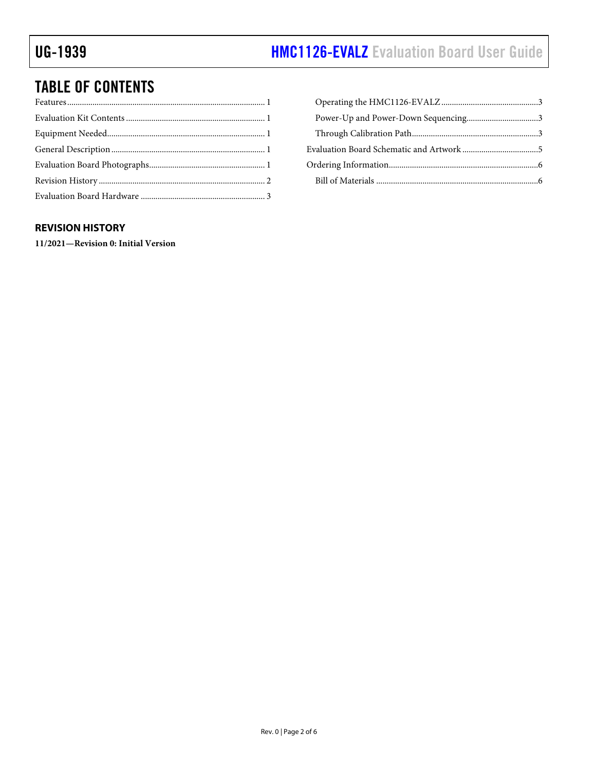# TABLE OF CONTENTS

Features ........................................................................................ 1
Evaluation Kit Contents ................................................................ 1
Equipment Needed......................................................................... 1
General Description ....................................................................... 1
Evaluation Board Photographs...................................................... 1
Revision History ............................................................................. 2
Evaluation Board Hardware .......................................................... 3
  Operating the HMC1126-EVALZ ............................................. 3
  Power-Up and Power-Down Sequencing.................................. 3
  Through Calibration Path............................................................ 3
Evaluation Board Schematic and Artwork .................................... 5
Ordering Information...................................................................... 6
  Bill of Materials ............................................................................ 6

## REVISION HISTORY

**11/2021—Revision 0: Initial Version**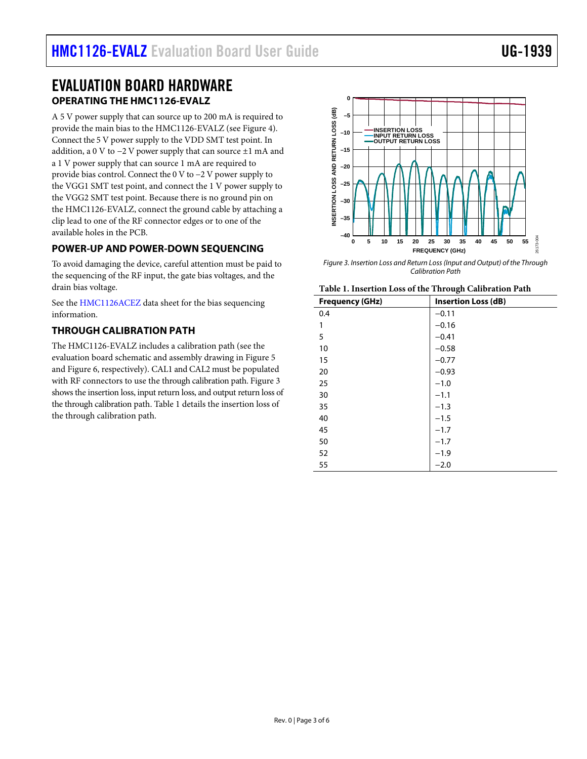# EVALUATION BOARD HARDWARE

## OPERATING THE HMC1126-EVALZ

A 5 V power supply that can source up to 200 mA is required to provide the main bias to the HMC1126-EVALZ (see Figure 4). Connect the 5 V power supply to the VDD SMT test point. In addition, a 0 V to −2 V power supply that can source ±1 mA and a 1 V power supply that can source 1 mA are required to provide bias control. Connect the 0 V to −2 V power supply to the VGG1 SMT test point, and connect the 1 V power supply to the VGG2 SMT test point. Because there is no ground pin on the HMC1126-EVALZ, connect the ground cable by attaching a clip lead to one of the RF connector edges or to one of the available holes in the PCB.

## POWER-UP AND POWER-DOWN SEQUENCING

To avoid damaging the device, careful attention must be paid to the sequencing of the RF input, the gate bias voltages, and the drain bias voltage.

See the HMC1126ACEZ data sheet for the bias sequencing information.

## THROUGH CALIBRATION PATH

The HMC1126-EVALZ includes a calibration path (see the evaluation board schematic and assembly drawing in Figure 5 and Figure 6, respectively). CAL1 and CAL2 must be populated with RF connectors to use the through calibration path. Figure 3 shows the insertion loss, input return loss, and output return loss of the through calibration path. Table 1 details the insertion loss of the through calibration path.

*Figure 3. Insertion Loss and Return Loss (Input and Output) of the Through Calibration Path*

**Table 1. Insertion Loss of the Through Calibration Path**

| Frequency (GHz) | Insertion Loss (dB) |
|---|---|
| 0.4 | −0.11 |
| 1 | −0.16 |
| 5 | −0.41 |
| 10 | −0.58 |
| 15 | −0.77 |
| 20 | −0.93 |
| 25 | −1.0 |
| 30 | −1.1 |
| 35 | −1.3 |
| 40 | −1.5 |
| 45 | −1.7 |
| 50 | −1.7 |
| 52 | −1.9 |
| 55 | −2.0 |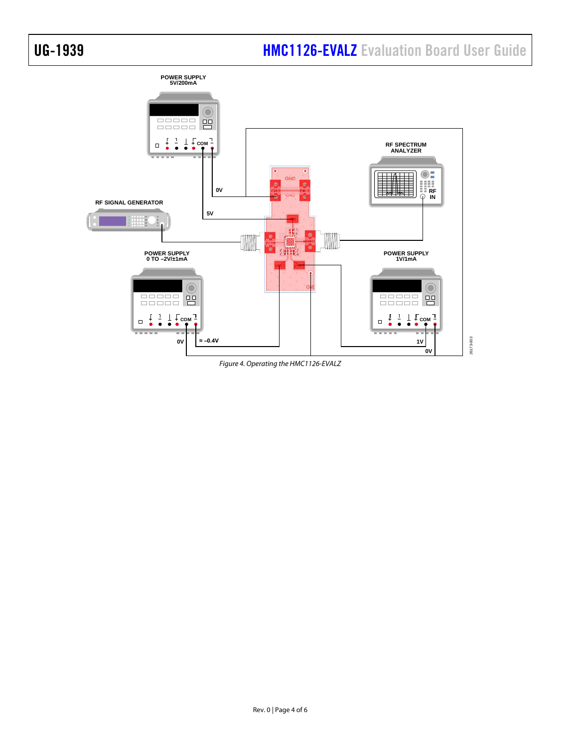*Figure 4. Operating the HMC1126-EVALZ*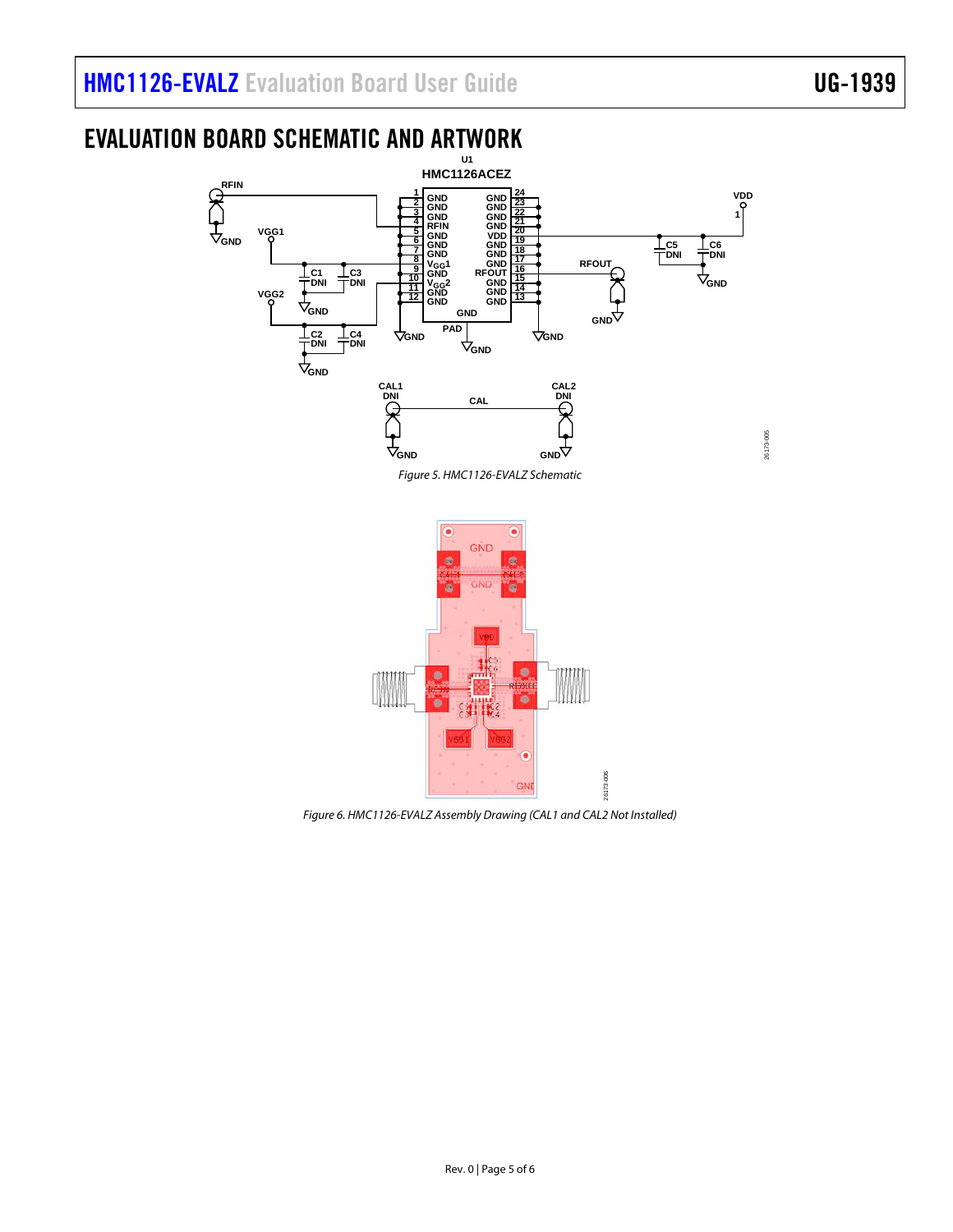# EVALUATION BOARD SCHEMATIC AND ARTWORK

*Figure 5. HMC1126-EVALZ Schematic*

*Figure 6. HMC1126-EVALZ Assembly Drawing (CAL1 and CAL2 Not Installed)*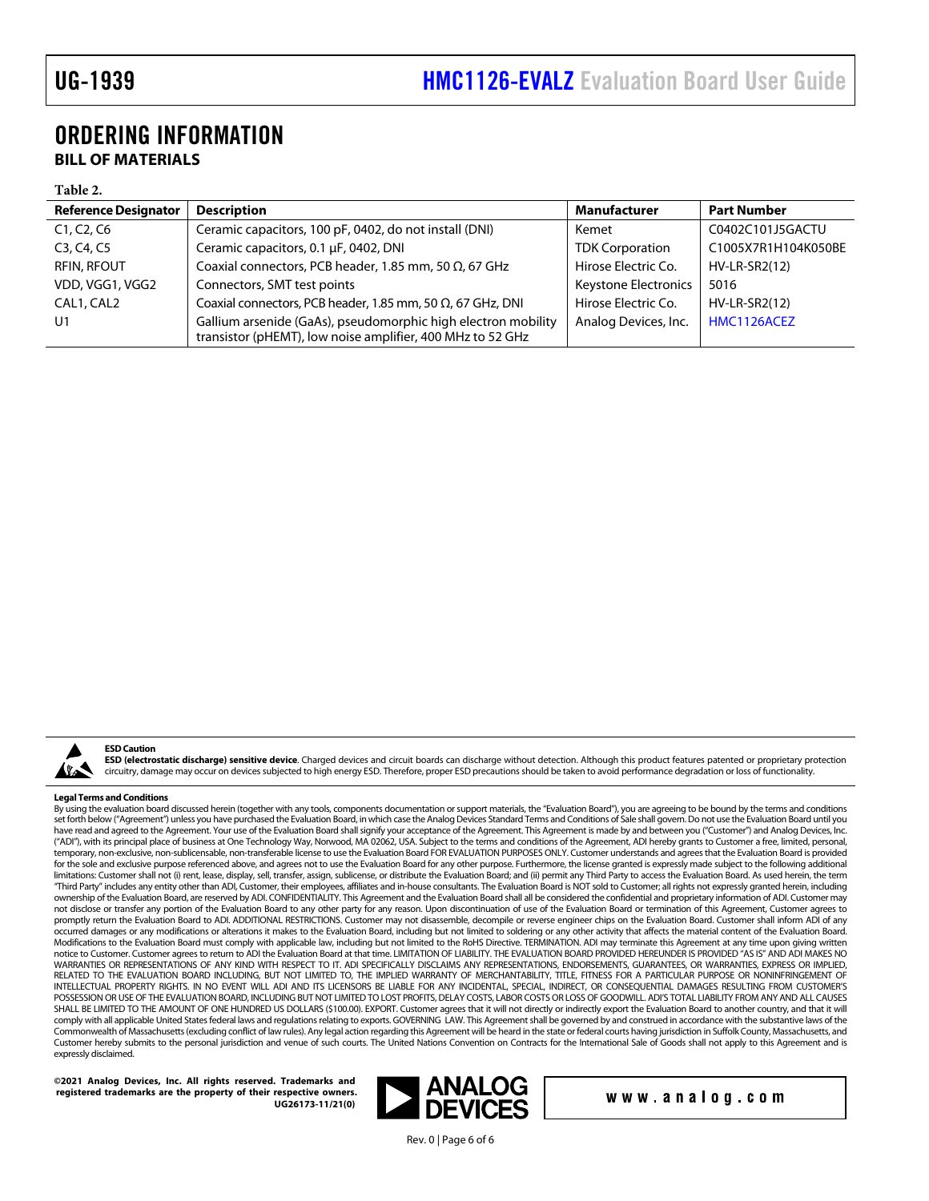# ORDERING INFORMATION

## BILL OF MATERIALS

**Table 2.**

| Reference Designator | Description | Manufacturer | Part Number |
|---|---|---|---|
| C1, C2, C6 | Ceramic capacitors, 100 pF, 0402, do not install (DNI) | Kemet | C0402C101J5GACTU |
| C3, C4, C5 | Ceramic capacitors, 0.1 µF, 0402, DNI | TDK Corporation | C1005X7R1H104K050BE |
| RFIN, RFOUT | Coaxial connectors, PCB header, 1.85 mm, 50 Ω, 67 GHz | Hirose Electric Co. | HV-LR-SR2(12) |
| VDD, VGG1, VGG2 | Connectors, SMT test points | Keystone Electronics | 5016 |
| CAL1, CAL2 | Coaxial connectors, PCB header, 1.85 mm, 50 Ω, 67 GHz, DNI | Hirose Electric Co. | HV-LR-SR2(12) |
| U1 | Gallium arsenide (GaAs), pseudomorphic high electron mobility transistor (pHEMT), low noise amplifier, 400 MHz to 52 GHz | Analog Devices, Inc. | HMC1126ACEZ |

**ESD Caution**

**ESD (electrostatic discharge) sensitive device**. Charged devices and circuit boards can discharge without detection. Although this product features patented or proprietary protection circuitry, damage may occur on devices subjected to high energy ESD. Therefore, proper ESD precautions should be taken to avoid performance degradation or loss of functionality.

**Legal Terms and Conditions**

By using the evaluation board discussed herein (together with any tools, components documentation or support materials, the "Evaluation Board"), you are agreeing to be bound by the terms and conditions set forth below ("Agreement") unless you have purchased the Evaluation Board, in which case the Analog Devices Standard Terms and Conditions of Sale shall govern. Do not use the Evaluation Board until you have read and agreed to the Agreement. Your use of the Evaluation Board shall signify your acceptance of the Agreement. This Agreement is made by and between you ("Customer") and Analog Devices, Inc. ("ADI"), with its principal place of business at One Technology Way, Norwood, MA 02062, USA. Subject to the terms and conditions of the Agreement, ADI hereby grants to Customer a free, limited, personal, temporary, non-exclusive, non-sublicensable, non-transferable license to use the Evaluation Board FOR EVALUATION PURPOSES ONLY. Customer understands and agrees that the Evaluation Board is provided for the sole and exclusive purpose referenced above, and agrees not to use the Evaluation Board for any other purpose. Furthermore, the license granted is expressly made subject to the following additional limitations: Customer shall not (i) rent, lease, display, sell, transfer, assign, sublicense, or distribute the Evaluation Board; and (ii) permit any Third Party to access the Evaluation Board. As used herein, the term "Third Party" includes any entity other than ADI, Customer, their employees, affiliates and in-house consultants. The Evaluation Board is NOT sold to Customer; all rights not expressly granted herein, including ownership of the Evaluation Board, are reserved by ADI. CONFIDENTIALITY. This Agreement and the Evaluation Board shall all be considered the confidential and proprietary information of ADI. Customer may not disclose or transfer any portion of the Evaluation Board to any other party for any reason. Upon discontinuation of use of the Evaluation Board or termination of this Agreement, Customer agrees to promptly return the Evaluation Board to ADI. ADDITIONAL RESTRICTIONS. Customer may not disassemble, decompile or reverse engineer chips on the Evaluation Board. Customer shall inform ADI of any occurred damages or any modifications or alterations it makes to the Evaluation Board, including but not limited to soldering or any other activity that affects the material content of the Evaluation Board. Modifications to the Evaluation Board must comply with applicable law, including but not limited to the RoHS Directive. TERMINATION. ADI may terminate this Agreement at any time upon giving written notice to Customer. Customer agrees to return to ADI the Evaluation Board at that time. LIMITATION OF LIABILITY. THE EVALUATION BOARD PROVIDED HEREUNDER IS PROVIDED "AS IS" AND ADI MAKES NO WARRANTIES OR REPRESENTATIONS OF ANY KIND WITH RESPECT TO IT. ADI SPECIFICALLY DISCLAIMS ANY REPRESENTATIONS, ENDORSEMENTS, GUARANTEES, OR WARRANTIES, EXPRESS OR IMPLIED, RELATED TO THE EVALUATION BOARD INCLUDING, BUT NOT LIMITED TO, THE IMPLIED WARRANTY OF MERCHANTABILITY, TITLE, FITNESS FOR A PARTICULAR PURPOSE OR NONINFRINGEMENT OF INTELLECTUAL PROPERTY RIGHTS. IN NO EVENT WILL ADI AND ITS LICENSORS BE LIABLE FOR ANY INCIDENTAL, SPECIAL, INDIRECT, OR CONSEQUENTIAL DAMAGES RESULTING FROM CUSTOMER'S POSSESSION OR USE OF THE EVALUATION BOARD, INCLUDING BUT NOT LIMITED TO LOST PROFITS, DELAY COSTS, LABOR COSTS OR LOSS OF GOODWILL. ADI'S TOTAL LIABILITY FROM ANY AND ALL CAUSES SHALL BE LIMITED TO THE AMOUNT OF ONE HUNDRED US DOLLARS ($100.00). EXPORT. Customer agrees that it will not directly or indirectly export the Evaluation Board to another country, and that it will comply with all applicable United States federal laws and regulations relating to exports. GOVERNING LAW. This Agreement shall be governed by and construed in accordance with the substantive laws of the Commonwealth of Massachusetts (excluding conflict of law rules). Any legal action regarding this Agreement will be heard in the state or federal courts having jurisdiction in Suffolk County, Massachusetts, and Customer hereby submits to the personal jurisdiction and venue of such courts. The United Nations Convention on Contracts for the International Sale of Goods shall not apply to this Agreement and is expressly disclaimed.

**©2021 Analog Devices, Inc. All rights reserved. Trademarks and registered trademarks are the property of their respective owners. UG26173-11/21(0)**

www.analog.com